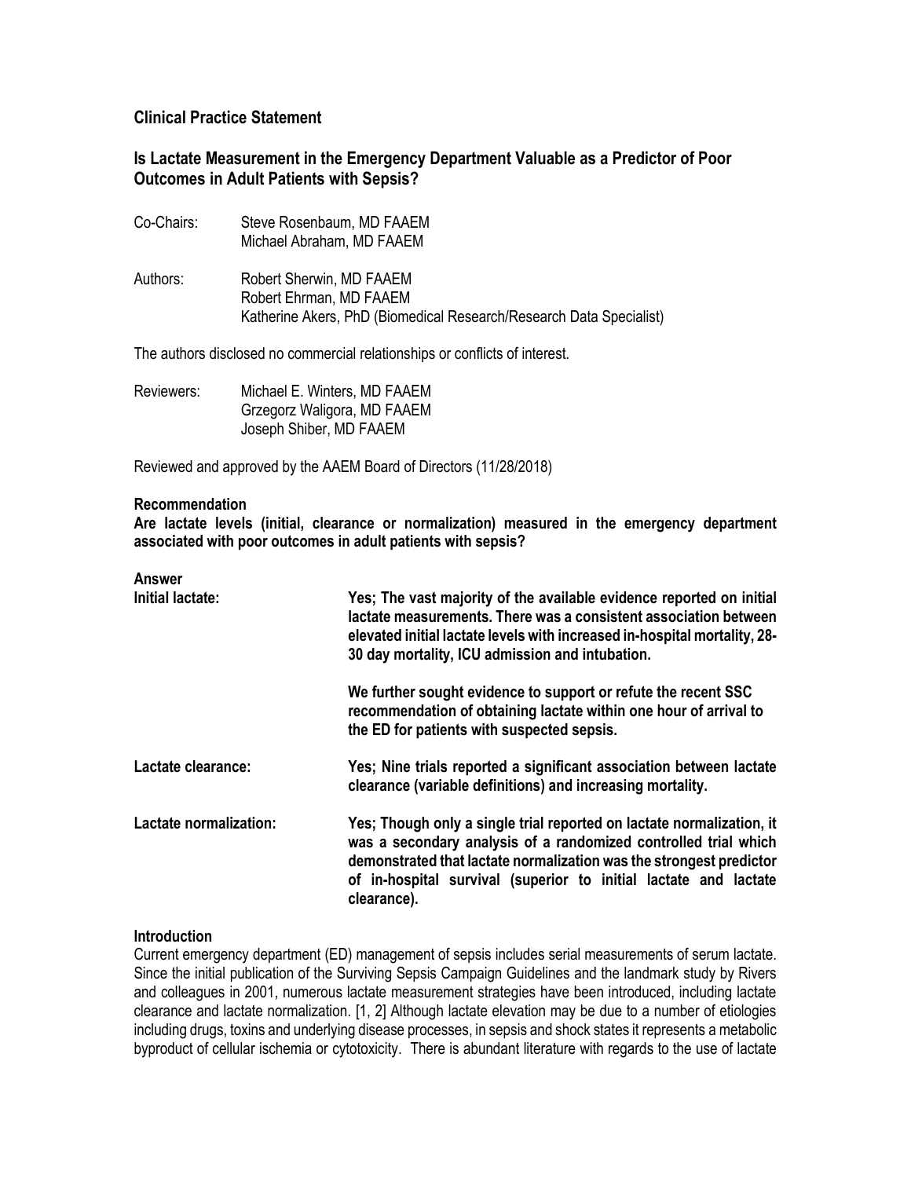## Clinical Practice Statement

## Is Lactate Measurement in the Emergency Department Valuable as a Predictor of Poor Outcomes in Adult Patients with Sepsis?

Co-Chairs: Steve Rosenbaum, MD FAAEM
Michael Abraham, MD FAAEM

Authors: Robert Sherwin, MD FAAEM
Robert Ehrman, MD FAAEM
Katherine Akers, PhD (Biomedical Research/Research Data Specialist)

The authors disclosed no commercial relationships or conflicts of interest.

Reviewers: Michael E. Winters, MD FAAEM
Grzegorz Waligora, MD FAAEM
Joseph Shiber, MD FAAEM

Reviewed and approved by the AAEM Board of Directors (11/28/2018)

**Recommendation**

**Are lactate levels (initial, clearance or normalization) measured in the emergency department associated with poor outcomes in adult patients with sepsis?**

**Answer**

**Initial lactate:** **Yes; The vast majority of the available evidence reported on initial lactate measurements. There was a consistent association between elevated initial lactate levels with increased in-hospital mortality, 28-30 day mortality, ICU admission and intubation.**

**We further sought evidence to support or refute the recent SSC recommendation of obtaining lactate within one hour of arrival to the ED for patients with suspected sepsis.**

**Lactate clearance:** **Yes; Nine trials reported a significant association between lactate clearance (variable definitions) and increasing mortality.**

**Lactate normalization:** **Yes; Though only a single trial reported on lactate normalization, it was a secondary analysis of a randomized controlled trial which demonstrated that lactate normalization was the strongest predictor of in-hospital survival (superior to initial lactate and lactate clearance).**

**Introduction**

Current emergency department (ED) management of sepsis includes serial measurements of serum lactate. Since the initial publication of the Surviving Sepsis Campaign Guidelines and the landmark study by Rivers and colleagues in 2001, numerous lactate measurement strategies have been introduced, including lactate clearance and lactate normalization. [1, 2] Although lactate elevation may be due to a number of etiologies including drugs, toxins and underlying disease processes, in sepsis and shock states it represents a metabolic byproduct of cellular ischemia or cytotoxicity. There is abundant literature with regards to the use of lactate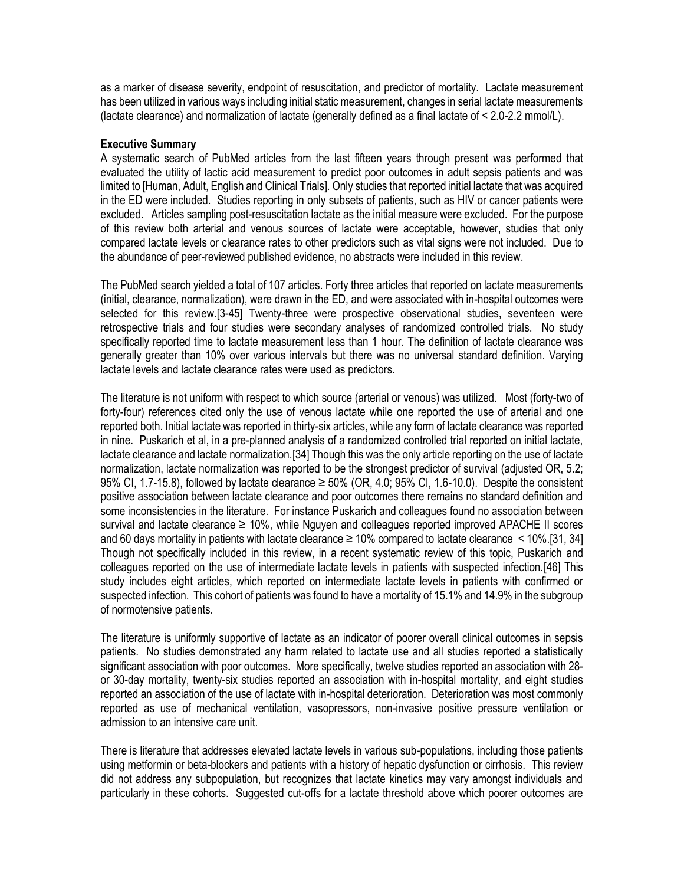as a marker of disease severity, endpoint of resuscitation, and predictor of mortality. Lactate measurement has been utilized in various ways including initial static measurement, changes in serial lactate measurements (lactate clearance) and normalization of lactate (generally defined as a final lactate of < 2.0-2.2 mmol/L).

**Executive Summary**

A systematic search of PubMed articles from the last fifteen years through present was performed that evaluated the utility of lactic acid measurement to predict poor outcomes in adult sepsis patients and was limited to [Human, Adult, English and Clinical Trials]. Only studies that reported initial lactate that was acquired in the ED were included. Studies reporting in only subsets of patients, such as HIV or cancer patients were excluded. Articles sampling post-resuscitation lactate as the initial measure were excluded. For the purpose of this review both arterial and venous sources of lactate were acceptable, however, studies that only compared lactate levels or clearance rates to other predictors such as vital signs were not included. Due to the abundance of peer-reviewed published evidence, no abstracts were included in this review.

The PubMed search yielded a total of 107 articles. Forty three articles that reported on lactate measurements (initial, clearance, normalization), were drawn in the ED, and were associated with in-hospital outcomes were selected for this review.[3-45] Twenty-three were prospective observational studies, seventeen were retrospective trials and four studies were secondary analyses of randomized controlled trials. No study specifically reported time to lactate measurement less than 1 hour. The definition of lactate clearance was generally greater than 10% over various intervals but there was no universal standard definition. Varying lactate levels and lactate clearance rates were used as predictors.

The literature is not uniform with respect to which source (arterial or venous) was utilized. Most (forty-two of forty-four) references cited only the use of venous lactate while one reported the use of arterial and one reported both. Initial lactate was reported in thirty-six articles, while any form of lactate clearance was reported in nine. Puskarich et al, in a pre-planned analysis of a randomized controlled trial reported on initial lactate, lactate clearance and lactate normalization.[34] Though this was the only article reporting on the use of lactate normalization, lactate normalization was reported to be the strongest predictor of survival (adjusted OR, 5.2; 95% CI, 1.7-15.8), followed by lactate clearance ≥ 50% (OR, 4.0; 95% CI, 1.6-10.0). Despite the consistent positive association between lactate clearance and poor outcomes there remains no standard definition and some inconsistencies in the literature. For instance Puskarich and colleagues found no association between survival and lactate clearance ≥ 10%, while Nguyen and colleagues reported improved APACHE II scores and 60 days mortality in patients with lactate clearance ≥ 10% compared to lactate clearance < 10%.[31, 34] Though not specifically included in this review, in a recent systematic review of this topic, Puskarich and colleagues reported on the use of intermediate lactate levels in patients with suspected infection.[46] This study includes eight articles, which reported on intermediate lactate levels in patients with confirmed or suspected infection. This cohort of patients was found to have a mortality of 15.1% and 14.9% in the subgroup of normotensive patients.

The literature is uniformly supportive of lactate as an indicator of poorer overall clinical outcomes in sepsis patients. No studies demonstrated any harm related to lactate use and all studies reported a statistically significant association with poor outcomes. More specifically, twelve studies reported an association with 28- or 30-day mortality, twenty-six studies reported an association with in-hospital mortality, and eight studies reported an association of the use of lactate with in-hospital deterioration. Deterioration was most commonly reported as use of mechanical ventilation, vasopressors, non-invasive positive pressure ventilation or admission to an intensive care unit.

There is literature that addresses elevated lactate levels in various sub-populations, including those patients using metformin or beta-blockers and patients with a history of hepatic dysfunction or cirrhosis. This review did not address any subpopulation, but recognizes that lactate kinetics may vary amongst individuals and particularly in these cohorts. Suggested cut-offs for a lactate threshold above which poorer outcomes are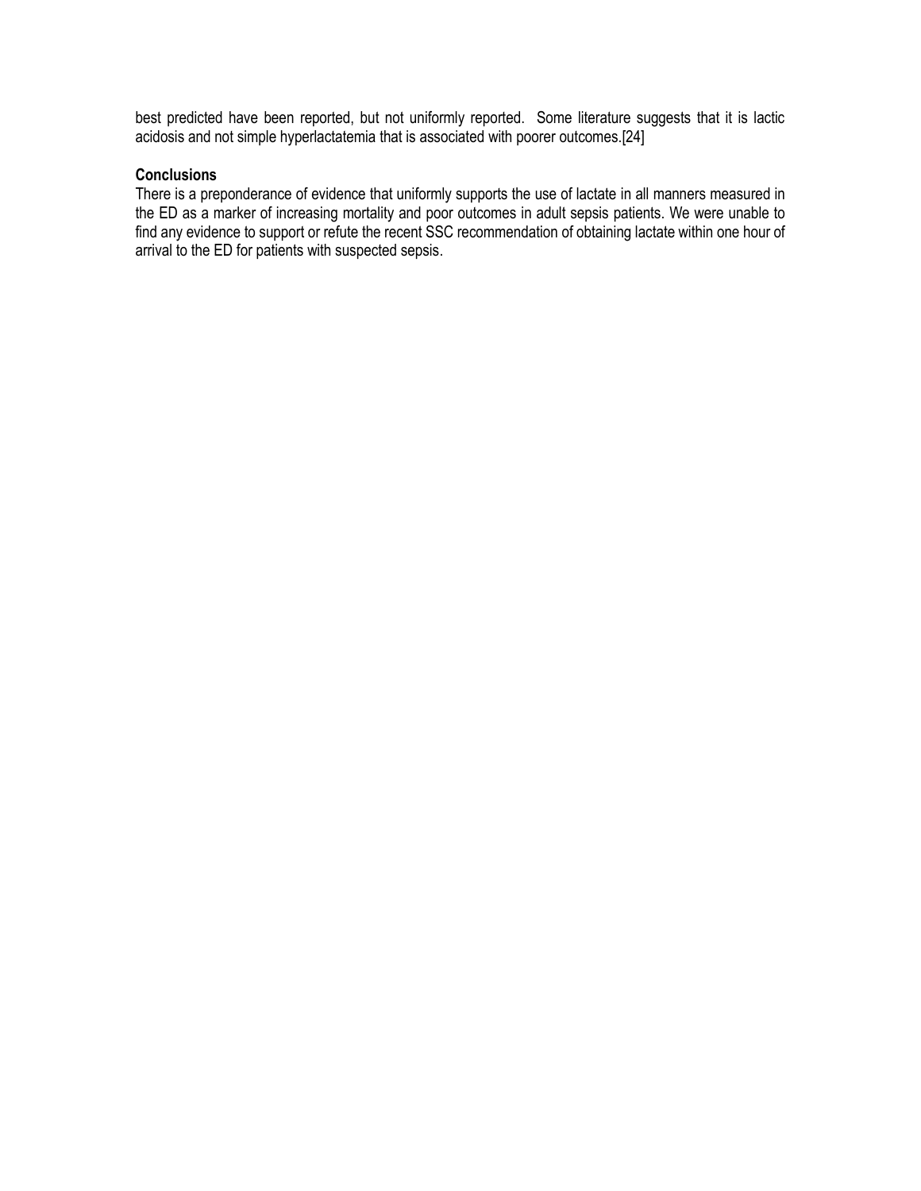best predicted have been reported, but not uniformly reported. Some literature suggests that it is lactic acidosis and not simple hyperlactatemia that is associated with poorer outcomes.[24]

## Conclusions

There is a preponderance of evidence that uniformly supports the use of lactate in all manners measured in the ED as a marker of increasing mortality and poor outcomes in adult sepsis patients. We were unable to find any evidence to support or refute the recent SSC recommendation of obtaining lactate within one hour of arrival to the ED for patients with suspected sepsis.